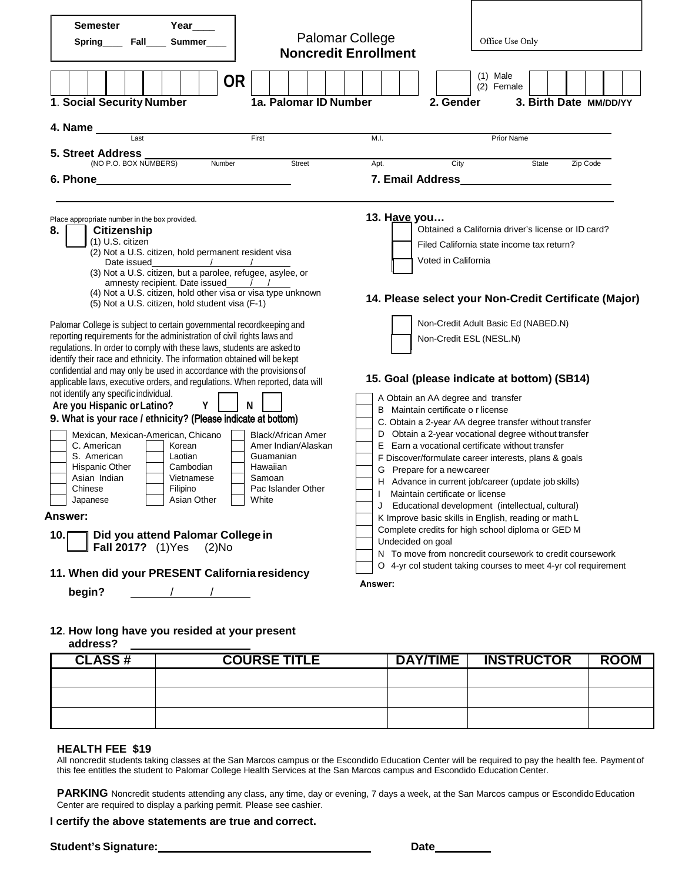Semester Year____
Spring____ Fall____ Summer____

# Palomar College
## Noncredit Enrollment

Office Use Only

**1. Social Security Number** OR **1a. Palomar ID Number**

**2. Gender** (1) Male (2) Female

**3. Birth Date MM/DD/YY**

**4. Name** ______________________________
Last First M.I. Prior Name

**5. Street Address** ______________________________
(NO P.O. BOX NUMBERS) Number Street Apt. City State Zip Code

**6. Phone** ______________________________ **7. Email Address** ______________________________

Place appropriate number in the box provided.

**8. Citizenship**
(1) U.S. citizen
(2) Not a U.S. citizen, hold permanent resident visa
Date issued______/______/______
(3) Not a U.S. citizen, but a parolee, refugee, asylee, or amnesty recipient. Date issued____/__/____
(4) Not a U.S. citizen, hold other visa or visa type unknown
(5) Not a U.S. citizen, hold student visa (F-1)

Palomar College is subject to certain governmental recordkeeping and reporting requirements for the administration of civil rights laws and regulations. In order to comply with these laws, students are asked to identify their race and ethnicity. The information obtained will be kept confidential and may only be used in accordance with the provisions of applicable laws, executive orders, and regulations. When reported, data will not identify any specific individual.

**Are you Hispanic or Latino?** Y ☐ N ☐

**9. What is your race / ethnicity? (Please indicate at bottom)**

| | | |
|---|---|---|
| ☐ Mexican, Mexican-American, Chicano | | ☐ Black/African Amer |
| ☐ C. American | ☐ Korean | ☐ Amer Indian/Alaskan |
| ☐ S. American | ☐ Laotian | ☐ Guamanian |
| ☐ Hispanic Other | ☐ Cambodian | ☐ Hawaiian |
| ☐ Asian Indian | ☐ Vietnamese | ☐ Samoan |
| ☐ Chinese | ☐ Filipino | ☐ Pac Islander Other |
| ☐ Japanese | ☐ Asian Other | ☐ White |

**Answer:**

**10. Did you attend Palomar College in Fall 2017?** (1)Yes (2)No

**11. When did your PRESENT California residency begin?** ______/______/______

**12. How long have you resided at your present address?** ______________

**13. Have you…**
☐ Obtained a California driver's license or ID card?
☐ Filed California state income tax return?
☐ Voted in California

**14. Please select your Non-Credit Certificate (Major)**
☐ Non-Credit Adult Basic Ed (NABED.N)
☐ Non-Credit ESL (NESL.N)

**15. Goal (please indicate at bottom) (SB14)**
☐ A Obtain an AA degree and transfer
☐ B Maintain certificate o r license
☐ C. Obtain a 2-year AA degree transfer without transfer
☐ D Obtain a 2-year vocational degree without transfer
☐ E Earn a vocational certificate without transfer
☐ F Discover/formulate career interests, plans & goals
☐ G Prepare for a new career
☐ H Advance in current job/career (update job skills)
☐ I Maintain certificate or license
☐ J Educational development (intellectual, cultural)
☐ K Improve basic skills in English, reading or math L
☐ Complete credits for high school diploma or GED M
☐ Undecided on goal
☐ N To move from noncredit coursework to credit coursework
☐ O 4-yr col student taking courses to meet 4-yr col requirement

**Answer:**

| CLASS # | COURSE TITLE | DAY/TIME | INSTRUCTOR | ROOM |
|---|---|---|---|---|
| | | | | |
| | | | | |
| | | | | |

**HEALTH FEE $19**
All noncredit students taking classes at the San Marcos campus or the Escondido Education Center will be required to pay the health fee. Payment of this fee entitles the student to Palomar College Health Services at the San Marcos campus and Escondido Education Center.

**PARKING** Noncredit students attending any class, any time, day or evening, 7 days a week, at the San Marcos campus or Escondido Education Center are required to display a parking permit. Please see cashier.

**I certify the above statements are true and correct.**

**Student's Signature:** ______________________________ **Date** __________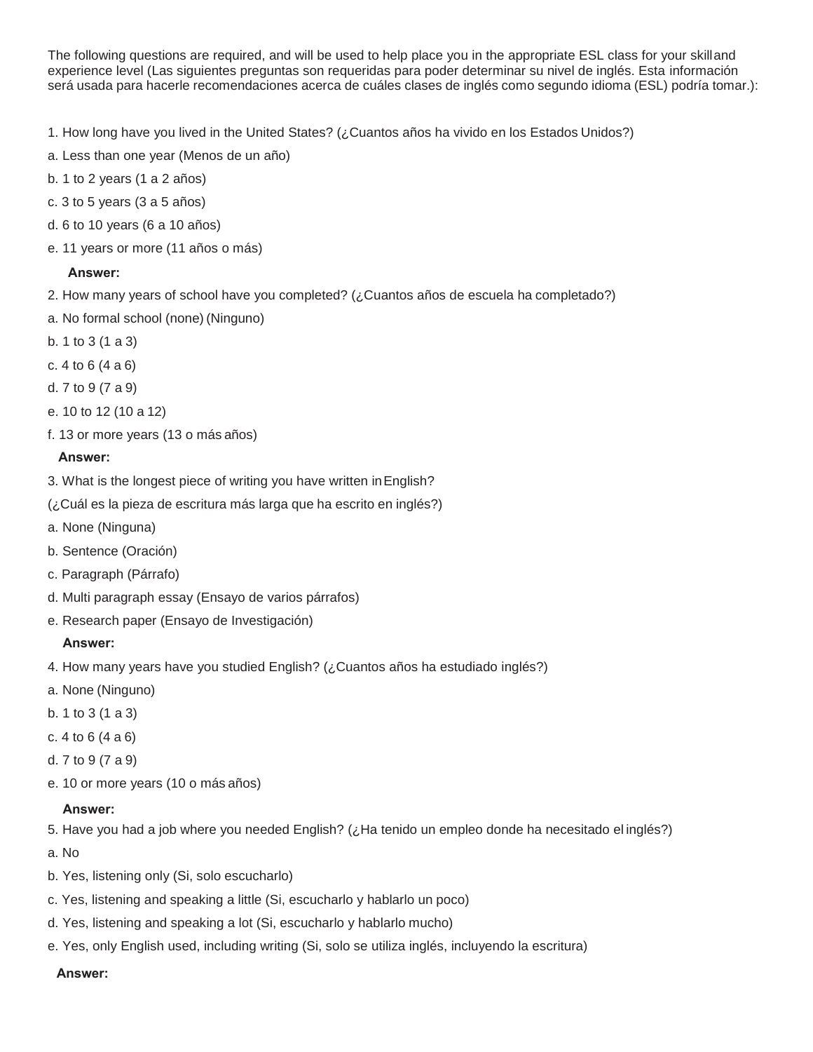The following questions are required, and will be used to help place you in the appropriate ESL class for your skill and experience level (Las siguientes preguntas son requeridas para poder determinar su nivel de inglés. Esta información será usada para hacerle recomendaciones acerca de cuáles clases de inglés como segundo idioma (ESL) podría tomar.):

1. How long have you lived in the United States? (¿Cuantos años ha vivido en los Estados Unidos?)

a. Less than one year (Menos de un año)

b. 1 to 2 years (1 a 2 años)

c. 3 to 5 years (3 a 5 años)

d. 6 to 10 years (6 a 10 años)

e. 11 years or more (11 años o más)

**Answer:**

2. How many years of school have you completed? (¿Cuantos años de escuela ha completado?)

a. No formal school (none) (Ninguno)

b. 1 to 3 (1 a 3)

c. 4 to 6 (4 a 6)

d. 7 to 9 (7 a 9)

e. 10 to 12 (10 a 12)

f. 13 or more years (13 o más años)

**Answer:**

3. What is the longest piece of writing you have written in English?

(¿Cuál es la pieza de escritura más larga que ha escrito en inglés?)

a. None (Ninguna)

b. Sentence (Oración)

c. Paragraph (Párrafo)

d. Multi paragraph essay (Ensayo de varios párrafos)

e. Research paper (Ensayo de Investigación)

**Answer:**

4. How many years have you studied English? (¿Cuantos años ha estudiado inglés?)

a. None (Ninguno)

b. 1 to 3 (1 a 3)

c. 4 to 6 (4 a 6)

d. 7 to 9 (7 a 9)

e. 10 or more years (10 o más años)

**Answer:**

5. Have you had a job where you needed English? (¿Ha tenido un empleo donde ha necesitado el inglés?)

a. No

b. Yes, listening only (Si, solo escucharlo)

c. Yes, listening and speaking a little (Si, escucharlo y hablarlo un poco)

d. Yes, listening and speaking a lot (Si, escucharlo y hablarlo mucho)

e. Yes, only English used, including writing (Si, solo se utiliza inglés, incluyendo la escritura)

**Answer:**